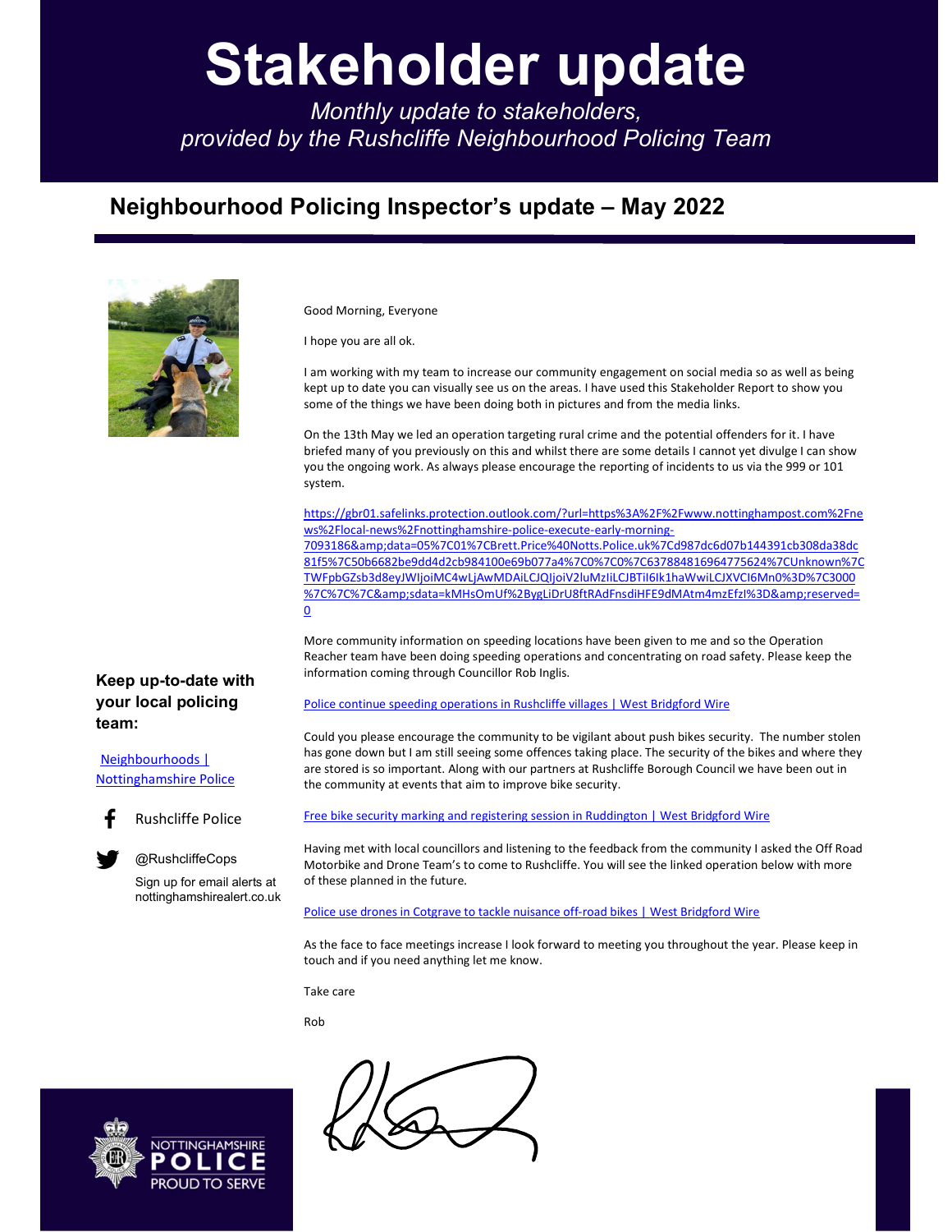# Stakeholder update

*Monthly update to stakeholders, provided by the Rushcliffe Neighbourhood Policing Team*

## Neighbourhood Policing Inspector's update – May 2022

Good Morning, Everyone

I hope you are all ok.

I am working with my team to increase our community engagement on social media so as well as being kept up to date you can visually see us on the areas. I have used this Stakeholder Report to show you some of the things we have been doing both in pictures and from the media links.

On the 13th May we led an operation targeting rural crime and the potential offenders for it. I have briefed many of you previously on this and whilst there are some details I cannot yet divulge I can show you the ongoing work. As always please encourage the reporting of incidents to us via the 999 or 101 system.

https://gbr01.safelinks.protection.outlook.com/?url=https%3A%2F%2Fwww.nottinghampost.com%2Fnews%2Flocal-news%2Fnottinghamshire-police-execute-early-morning-7093186&amp;data=05%7C01%7CBrett.Price%40Notts.Police.uk%7Cd987dc6d07b144391cb308da38dc81f5%7C50b6682be9dd4d2cb984100e69b077a4%7C0%7C0%7C637884816964775624%7CUnknown%7CTWFpbGZsb3d8eyJWIjoiMC4wLjAwMDAiLCJQIjoiV2luMzIiLCJBTiI6Ik1haWwiLCJXVCI6Mn0%3D%7C3000%7C%7C%7C&amp;sdata=kMHsOmUf%2BygLiDrU8ftRAdFnsdiHFE9dMAtm4mzEfzI%3D&amp;reserved=0

More community information on speeding locations have been given to me and so the Operation Reacher team have been doing speeding operations and concentrating on road safety. Please keep the information coming through Councillor Rob Inglis.

Police continue speeding operations in Rushcliffe villages | West Bridgford Wire

Could you please encourage the community to be vigilant about push bikes security. The number stolen has gone down but I am still seeing some offences taking place. The security of the bikes and where they are stored is so important. Along with our partners at Rushcliffe Borough Council we have been out in the community at events that aim to improve bike security.

Free bike security marking and registering session in Ruddington | West Bridgford Wire

Having met with local councillors and listening to the feedback from the community I asked the Off Road Motorbike and Drone Team's to come to Rushcliffe. You will see the linked operation below with more of these planned in the future.

Police use drones in Cotgrave to tackle nuisance off-road bikes | West Bridgford Wire

As the face to face meetings increase I look forward to meeting you throughout the year. Please keep in touch and if you need anything let me know.

Take care

Rob

**Keep up-to-date with your local policing team:**

Neighbourhoods | Nottinghamshire Police

Rushcliffe Police

@RushcliffeCops

Sign up for email alerts at nottinghamshirealert.co.uk

NOTTINGHAMSHIRE POLICE
PROUD TO SERVE